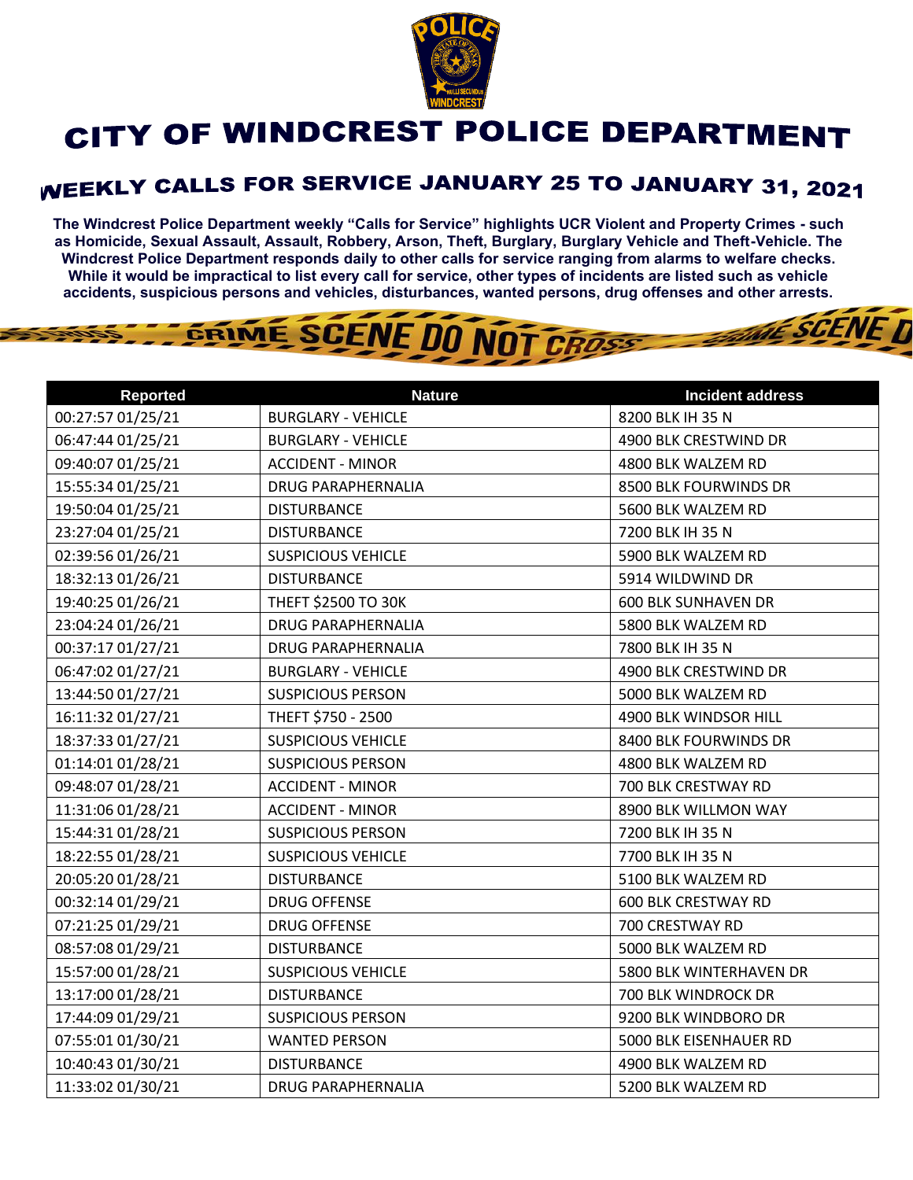# CITY OF WINDCREST POLICE DEPARTMENT

## WEEKLY CALLS FOR SERVICE JANUARY 25 TO JANUARY 31, 2021

**The Windcrest Police Department weekly "Calls for Service" highlights UCR Violent and Property Crimes - such as Homicide, Sexual Assault, Assault, Robbery, Arson, Theft, Burglary, Burglary Vehicle and Theft-Vehicle. The Windcrest Police Department responds daily to other calls for service ranging from alarms to welfare checks. While it would be impractical to list every call for service, other types of incidents are listed such as vehicle accidents, suspicious persons and vehicles, disturbances, wanted persons, drug offenses and other arrests.**

| Reported | Nature | Incident address |
|---|---|---|
| 00:27:57 01/25/21 | BURGLARY - VEHICLE | 8200 BLK IH 35 N |
| 06:47:44 01/25/21 | BURGLARY - VEHICLE | 4900 BLK CRESTWIND DR |
| 09:40:07 01/25/21 | ACCIDENT - MINOR | 4800 BLK WALZEM RD |
| 15:55:34 01/25/21 | DRUG PARAPHERNALIA | 8500 BLK FOURWINDS DR |
| 19:50:04 01/25/21 | DISTURBANCE | 5600 BLK WALZEM RD |
| 23:27:04 01/25/21 | DISTURBANCE | 7200 BLK IH 35 N |
| 02:39:56 01/26/21 | SUSPICIOUS VEHICLE | 5900 BLK WALZEM RD |
| 18:32:13 01/26/21 | DISTURBANCE | 5914 WILDWIND DR |
| 19:40:25 01/26/21 | THEFT $2500 TO 30K | 600 BLK SUNHAVEN DR |
| 23:04:24 01/26/21 | DRUG PARAPHERNALIA | 5800 BLK WALZEM RD |
| 00:37:17 01/27/21 | DRUG PARAPHERNALIA | 7800 BLK IH 35 N |
| 06:47:02 01/27/21 | BURGLARY - VEHICLE | 4900 BLK CRESTWIND DR |
| 13:44:50 01/27/21 | SUSPICIOUS PERSON | 5000 BLK WALZEM RD |
| 16:11:32 01/27/21 | THEFT $750 - 2500 | 4900 BLK WINDSOR HILL |
| 18:37:33 01/27/21 | SUSPICIOUS VEHICLE | 8400 BLK FOURWINDS DR |
| 01:14:01 01/28/21 | SUSPICIOUS PERSON | 4800 BLK WALZEM RD |
| 09:48:07 01/28/21 | ACCIDENT - MINOR | 700 BLK CRESTWAY RD |
| 11:31:06 01/28/21 | ACCIDENT - MINOR | 8900 BLK WILLMON WAY |
| 15:44:31 01/28/21 | SUSPICIOUS PERSON | 7200 BLK IH 35 N |
| 18:22:55 01/28/21 | SUSPICIOUS VEHICLE | 7700 BLK IH 35 N |
| 20:05:20 01/28/21 | DISTURBANCE | 5100 BLK WALZEM RD |
| 00:32:14 01/29/21 | DRUG OFFENSE | 600 BLK CRESTWAY RD |
| 07:21:25 01/29/21 | DRUG OFFENSE | 700 CRESTWAY RD |
| 08:57:08 01/29/21 | DISTURBANCE | 5000 BLK WALZEM RD |
| 15:57:00 01/28/21 | SUSPICIOUS VEHICLE | 5800 BLK WINTERHAVEN DR |
| 13:17:00 01/28/21 | DISTURBANCE | 700 BLK WINDROCK DR |
| 17:44:09 01/29/21 | SUSPICIOUS PERSON | 9200 BLK WINDBORO DR |
| 07:55:01 01/30/21 | WANTED PERSON | 5000 BLK EISENHAUER RD |
| 10:40:43 01/30/21 | DISTURBANCE | 4900 BLK WALZEM RD |
| 11:33:02 01/30/21 | DRUG PARAPHERNALIA | 5200 BLK WALZEM RD |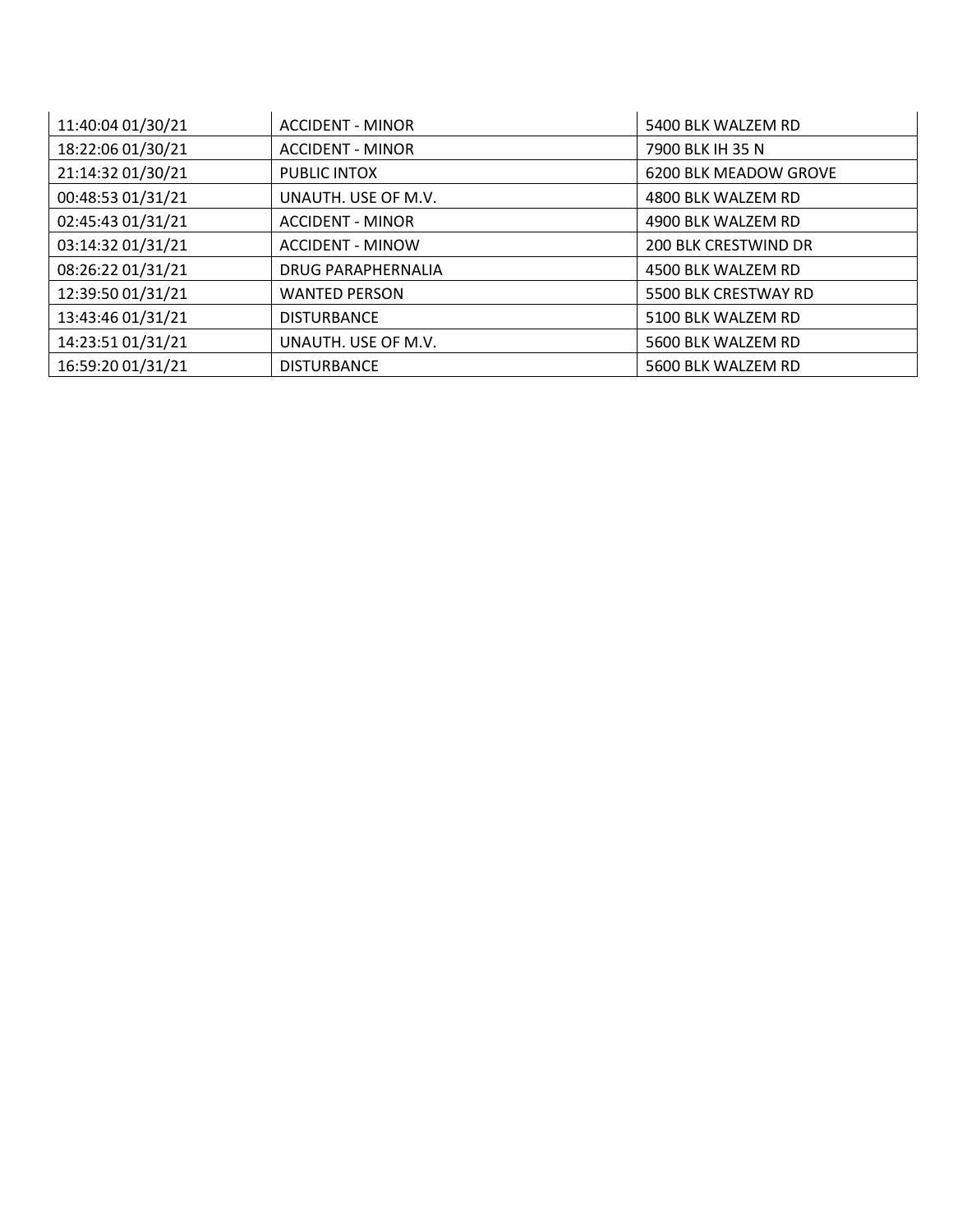| | | |
|---|---|---|
| 11:40:04 01/30/21 | ACCIDENT - MINOR | 5400 BLK WALZEM RD |
| 18:22:06 01/30/21 | ACCIDENT - MINOR | 7900 BLK IH 35 N |
| 21:14:32 01/30/21 | PUBLIC INTOX | 6200 BLK MEADOW GROVE |
| 00:48:53 01/31/21 | UNAUTH. USE OF M.V. | 4800 BLK WALZEM RD |
| 02:45:43 01/31/21 | ACCIDENT - MINOR | 4900 BLK WALZEM RD |
| 03:14:32 01/31/21 | ACCIDENT - MINOW | 200 BLK CRESTWIND DR |
| 08:26:22 01/31/21 | DRUG PARAPHERNALIA | 4500 BLK WALZEM RD |
| 12:39:50 01/31/21 | WANTED PERSON | 5500 BLK CRESTWAY RD |
| 13:43:46 01/31/21 | DISTURBANCE | 5100 BLK WALZEM RD |
| 14:23:51 01/31/21 | UNAUTH. USE OF M.V. | 5600 BLK WALZEM RD |
| 16:59:20 01/31/21 | DISTURBANCE | 5600 BLK WALZEM RD |